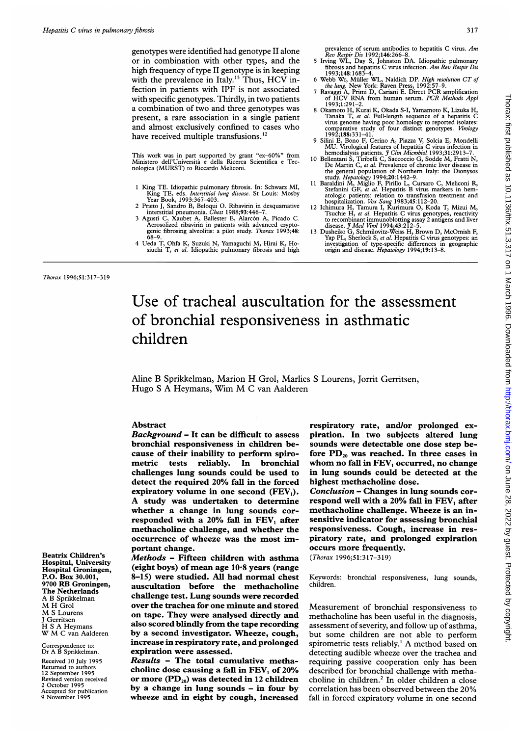genotypes were identified had genotype II alone or in combination with other types, and the high frequency of type II genotype is in keeping with the prevalence in Italy.[13] Thus, HCV infection in patients with IPF is not associated with specific genotypes. Thirdly, in two patients a combination of two and three genotypes was present, a rare association in a single patient and almost exclusively confined to cases who have received multiple transfusions.[12]

This work was in part supported by grant "ex-60%" from Ministero dell'Università e della Ricerca Scientifica e Tecnologica (MURST) to Riccardo Meliconi.

1 King TE. Idiopathic pulmonary fibrosis. In: Schwarz MI, King TE, eds. *Interstitial lung disease*. St Louis: Mosby Year Book, 1993:367–403.
2 Prieto J, Sandro B, Beloqui O. Ribavirin in desquamative interstitial pneumonia. *Chest* 1988;**93**:446–7.
3 Agusti C, Xaubet A, Ballester E, Alarcòn A, Picado C. Aerosolized ribavirin in patients with advanced cryptogenic fibrosing alveolitis: a pilot study. *Thorax* 1993;**48**: 68–9.
4 Ueda T, Ohfa K, Suzuki N, Yamaguchi M, Hirai K, Hosiuchi T, *et al*. Idiopathic pulmonary fibrosis and high prevalence of serum antibodies to hepatitis C virus. *Am Rev Respir Dis* 1992;**146**:266–8.
5 Irving WL, Day S, Johnston DA. Idiopathic pulmonary fibrosis and hepatitis C virus infection. *Am Rev Respir Dis* 1993;**148**:1683–4.
6 Webb Wr, Müller WL, Naldich DP. *High resolution CT of the lung*. New York: Raven Press, 1992:57–9.
7 Ravaggi A, Primi D, Cariani E. Direct PCR amplification of HCV RNA from human serum. *PCR Methods Appl* 1993;**1**:291–2.
8 Okamoto H, Kurai K, Okada S-I, Yamamoto K, Lizuka H, Tanaka T, *et al*. Full-length sequence of a hepatitis C virus genome having poor homology to reported isolates: comparative study of four distinct genotypes. *Virology* 1992;**188**:331–41.
9 Silini E, Bono F, Cerino A, Piazza V, Solcia E, Mondelli MU. Virological features of hepatitis C virus infection in hemodialysis patients. *J Clin Microbiol* 1993;**31**:2913–7.
10 Bellentani S, Tiribelli C, Saccoccio G, Sodde M, Fratti N, De Martin C, *et al*. Prevalence of chronic liver disease in the general population of Northern Italy: the Dionysos study. *Hepatology* 1994;**20**:1442–9.
11 Baraldini M, Miglio F, Pirillo L, Cursaro C, Meliconi R, Stefanini GF, *et al*. Hepatitis B virus markers in hematologic patients: relation to transfusion treatment and hospitalization. *Vox Sang* 1983;**45**:112–20.
12 Ichimura H, Tamura I, Kurimura O, Koda T, Mizui M, Tsuchie H, *et al*. Hepatitis C virus genotypes, reactivity to recombinant immunoblotting assay 2 antigens and liver disease. *J Med Virol* 1994;**43**:212–5.
13 Dusheiko G, Schmilovitz-Weiss H, Brown D, McOmish F, Yap PL, Sherlock S, *et al*. Hepatitis C virus genotypes: an investigation of type-specific differences in geographic origin and disease. *Hepatology* 1994;**19**:13–8.

# Use of tracheal auscultation for the assessment of bronchial responsiveness in asthmatic children

Aline B Sprikkelman, Marion H Grol, Marlies S Lourens, Jorrit Gerritsen, Hugo S A Heymans, Wim M C van Aalderen

Beatrix Children's Hospital, University Hospital Groningen, P.O. Box 30.001, 9700 RB Groningen, The Netherlands
A B Sprikkelman
M H Grol
M S Lourens
J Gerritsen
H S A Heymans
W M C van Aalderen

Correspondence to: Dr A B Sprikkelman.

Received 10 July 1995
Returned to authors 12 September 1995
Revised version received 2 October 1995
Accepted for publication 9 November 1995

## Abstract

***Background*** – **It can be difficult to assess bronchial responsiveness in children because of their inability to perform spirometric tests reliably. In bronchial challenges lung sounds could be used to detect the required 20% fall in the forced expiratory volume in one second ($FEV_1$). A study was undertaken to determine whether a change in lung sounds corresponded with a 20% fall in $FEV_1$ after methacholine challenge, and whether the occurrence of wheeze was the most important change.**

***Methods*** – **Fifteen children with asthma (eight boys) of mean age 10·8 years (range 8–15) were studied. All had normal chest auscultation before the methacholine challenge test. Lung sounds were recorded over the trachea for one minute and stored on tape. They were analysed directly and also scored blindly from the tape recording by a second investigator. Wheeze, cough, increase in respiratory rate, and prolonged expiration were assessed.**

***Results*** – **The total cumulative methacholine dose causing a fall in $FEV_1$ of 20% or more ($PD_{20}$) was detected in 12 children by a change in lung sounds – in four by wheeze and in eight by cough, increased respiratory rate, and/or prolonged expiration. In two subjects altered lung sounds were detectable one dose step before $PD_{20}$ was reached. In three cases in whom no fall in $FEV_1$ occurred, no change in lung sounds could be detected at the highest methacholine dose.**

***Conclusion*** – **Changes in lung sounds correspond well with a 20% fall in $FEV_1$ after methacholine challenge. Wheeze is an insensitive indicator for assessing bronchial responsiveness. Cough, increase in respiratory rate, and prolonged expiration occurs more frequently.**

(*Thorax* 1996;51:317–319)

Keywords: bronchial responsiveness, lung sounds, children.

Measurement of bronchial responsiveness to methacholine has been useful in the diagnosis, assessment of severity, and follow up of asthma, but some children are not able to perform spirometric tests reliably.[1] A method based on detecting audible wheeze over the trachea and requiring passive cooperation only has been described for bronchial challenge with methacholine in children.[2] In older children a close correlation has been observed between the 20% fall in forced expiratory volume in one second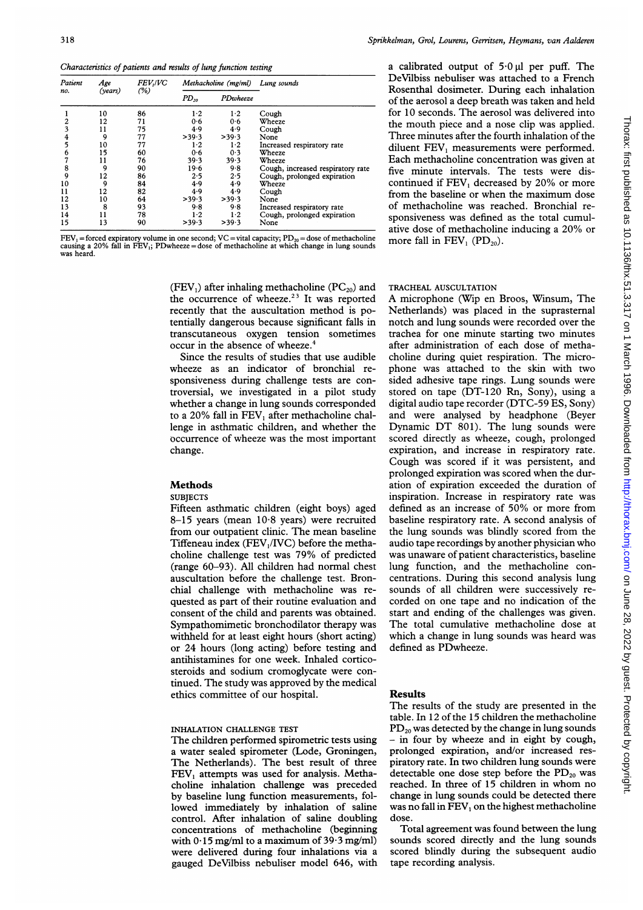*Characteristics of patients and results of lung function testing*

| Patient no. | Age (years) | $FEV_1/VC$ (%) | Methacholine (mg/ml) | | Lung sounds |
|---|---|---|---|---|---|
| | | | $PD_{20}$ | PDwheeze | |
| 1 | 10 | 86 | 1·2 | 1·2 | Cough |
| 2 | 12 | 71 | 0·6 | 0·6 | Wheeze |
| 3 | 11 | 75 | 4·9 | 4·9 | Cough |
| 4 | 9 | 77 | >39·3 | >39·3 | None |
| 5 | 10 | 77 | 1·2 | 1·2 | Increased respiratory rate |
| 6 | 15 | 60 | 0·6 | 0·3 | Wheeze |
| 7 | 11 | 76 | 39·3 | 39·3 | Wheeze |
| 8 | 9 | 90 | 19·6 | 9·8 | Cough, increased respiratory rate |
| 9 | 12 | 86 | 2·5 | 2·5 | Cough, prolonged expiration |
| 10 | 9 | 84 | 4·9 | 4·9 | Wheeze |
| 11 | 12 | 82 | 4·9 | 4·9 | Cough |
| 12 | 10 | 64 | >39·3 | >39·3 | None |
| 13 | 8 | 93 | 9·8 | 9·8 | Increased respiratory rate |
| 14 | 11 | 78 | 1·2 | 1·2 | Cough, prolonged expiration |
| 15 | 13 | 90 | >39·3 | >39·3 | None |

$FEV_1$ = forced expiratory volume in one second; VC = vital capacity; $PD_{20}$ = dose of methacholine causing a 20% fall in $FEV_1$; PDwheeze = dose of methacholine at which change in lung sounds was heard.

($FEV_1$) after inhaling methacholine ($PC_{20}$) and the occurrence of wheeze.[2,3] It was reported recently that the auscultation method is potentially dangerous because significant falls in transcutaneous oxygen tension sometimes occur in the absence of wheeze.[4]

Since the results of studies that use audible wheeze as an indicator of bronchial responsiveness during challenge tests are controversial, we investigated in a pilot study whether a change in lung sounds corresponded to a 20% fall in $FEV_1$ after methacholine challenge in asthmatic children, and whether the occurrence of wheeze was the most important change.

## Methods

### SUBJECTS

Fifteen asthmatic children (eight boys) aged 8–15 years (mean 10·8 years) were recruited from our outpatient clinic. The mean baseline Tiffeneau index ($FEV_1$/IVC) before the methacholine challenge test was 79% of predicted (range 60–93). All children had normal chest auscultation before the challenge test. Bronchial challenge with methacholine was requested as part of their routine evaluation and consent of the child and parents was obtained. Sympathomimetic bronchodilator therapy was withheld for at least eight hours (short acting) or 24 hours (long acting) before testing and antihistamines for one week. Inhaled corticosteroids and sodium cromoglycate were continued. The study was approved by the medical ethics committee of our hospital.

### INHALATION CHALLENGE TEST

The children performed spirometric tests using a water sealed spirometer (Lode, Groningen, The Netherlands). The best result of three $FEV_1$ attempts was used for analysis. Methacholine inhalation challenge was preceded by baseline lung function measurements, followed immediately by inhalation of saline control. After inhalation of saline doubling concentrations of methacholine (beginning with 0·15 mg/ml to a maximum of 39·3 mg/ml) were delivered during four inhalations via a gauged DeVilbiss nebuliser model 646, with a calibrated output of 5·0 µl per puff. The DeVilbiss nebuliser was attached to a French Rosenthal dosimeter. During each inhalation of the aerosol a deep breath was taken and held for 10 seconds. The aerosol was delivered into the mouth piece and a nose clip was applied. Three minutes after the fourth inhalation of the diluent $FEV_1$ measurements were performed. Each methacholine concentration was given at five minute intervals. The tests were discontinued if $FEV_1$ decreased by 20% or more from the baseline or when the maximum dose of methacholine was reached. Bronchial responsiveness was defined as the total cumulative dose of methacholine inducing a 20% or more fall in $FEV_1$ ($PD_{20}$).

### TRACHEAL AUSCULTATION

A microphone (Wip en Broos, Winsum, The Netherlands) was placed in the suprasternal notch and lung sounds were recorded over the trachea for one minute starting two minutes after administration of each dose of methacholine during quiet respiration. The microphone was attached to the skin with two sided adhesive tape rings. Lung sounds were stored on tape (DT-120 Rn, Sony), using a digital audio tape recorder (DTC-59 ES, Sony) and were analysed by headphone (Beyer Dynamic DT 801). The lung sounds were scored directly as wheeze, cough, prolonged expiration, and increase in respiratory rate. Cough was scored if it was persistent, and prolonged expiration was scored when the duration of expiration exceeded the duration of inspiration. Increase in respiratory rate was defined as an increase of 50% or more from baseline respiratory rate. A second analysis of the lung sounds was blindly scored from the audio tape recordings by another physician who was unaware of patient characteristics, baseline lung function, and the methacholine concentrations. During this second analysis lung sounds of all children were successively recorded on one tape and no indication of the start and ending of the challenges was given. The total cumulative methacholine dose at which a change in lung sounds was heard was defined as PDwheeze.

## Results

The results of the study are presented in the table. In 12 of the 15 children the methacholine $PD_{20}$ was detected by the change in lung sounds – in four by wheeze and in eight by cough, prolonged expiration, and/or increased respiratory rate. In two children lung sounds were detectable one dose step before the $PD_{20}$ was reached. In three of 15 children in whom no change in lung sounds could be detected there was no fall in $FEV_1$ on the highest methacholine dose.

Total agreement was found between the lung sounds scored directly and the lung sounds scored blindly during the subsequent audio tape recording analysis.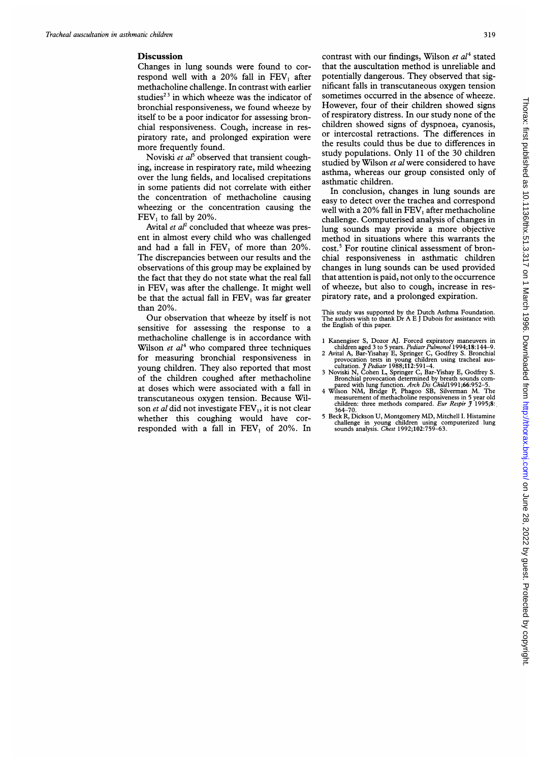## Discussion

Changes in lung sounds were found to correspond well with a 20% fall in $FEV_1$ after methacholine challenge. In contrast with earlier studies[2,3] in which wheeze was the indicator of bronchial responsiveness, we found wheeze by itself to be a poor indicator for assessing bronchial responsiveness. Cough, increase in respiratory rate, and prolonged expiration were more frequently found.

Noviski *et al*[3] observed that transient coughing, increase in respiratory rate, mild wheezing over the lung fields, and localised crepitations in some patients did not correlate with either the concentration of methacholine causing wheezing or the concentration causing the $FEV_1$ to fall by 20%.

Avital *et al*[2] concluded that wheeze was present in almost every child who was challenged and had a fall in $FEV_1$ of more than 20%. The discrepancies between our results and the observations of this group may be explained by the fact that they do not state what the real fall in $FEV_1$ was after the challenge. It might well be that the actual fall in $FEV_1$ was far greater than 20%.

Our observation that wheeze by itself is not sensitive for assessing the response to a methacholine challenge is in accordance with Wilson *et al*[4] who compared three techniques for measuring bronchial responsiveness in young children. They also reported that most of the children coughed after methacholine at doses which were associated with a fall in transcutaneous oxygen tension. Because Wilson *et al* did not investigate $FEV_1$, it is not clear whether this coughing would have corresponded with a fall in $FEV_1$ of 20%. In contrast with our findings, Wilson *et al*[4] stated that the auscultation method is unreliable and potentially dangerous. They observed that significant falls in transcutaneous oxygen tension sometimes occurred in the absence of wheeze. However, four of their children showed signs of respiratory distress. In our study none of the children showed signs of dyspnoea, cyanosis, or intercostal retractions. The differences in the results could thus be due to differences in study populations. Only 11 of the 30 children studied by Wilson *et al* were considered to have asthma, whereas our group consisted only of asthmatic children.

In conclusion, changes in lung sounds are easy to detect over the trachea and correspond well with a 20% fall in $FEV_1$ after methacholine challenge. Computerised analysis of changes in lung sounds may provide a more objective method in situations where this warrants the cost.[5] For routine clinical assessment of bronchial responsiveness in asthmatic children changes in lung sounds can be used provided that attention is paid, not only to the occurrence of wheeze, but also to cough, increase in respiratory rate, and a prolonged expiration.

This study was supported by the Dutch Asthma Foundation. The authors wish to thank Dr A E J Dubois for assistance with the English of this paper.

1 Kanengiser S, Dozor AJ. Forced expiratory maneuvers in children aged 3 to 5 years. *Pediatr Pulmonol* 1994;**18**:144–9.

2 Avital A, Bar-Yisahay E, Springer C, Godfrey S. Bronchial provocation tests in young children using tracheal auscultation. *J Pediatr* 1988;**112**:591–4.

3 Noviski N, Cohen L, Springer C, Bar-Yishay E, Godfrey S. Bronchial provocation determined by breath sounds compared with lung function. *Arch Dis Child* 1991;**66**:952–5.

4 Wilson NM, Bridge P, Phagoo SB, Silverman M. The measurement of methacholine responsiveness in 5 year old children: three methods compared. *Eur Respir J* 1995;**8**:364–70.

5 Beck R, Dickson U, Montgomery MD, Mitchell I. Histamine challenge in young children using computerized lung sounds analysis. *Chest* 1992;**102**:759–63.